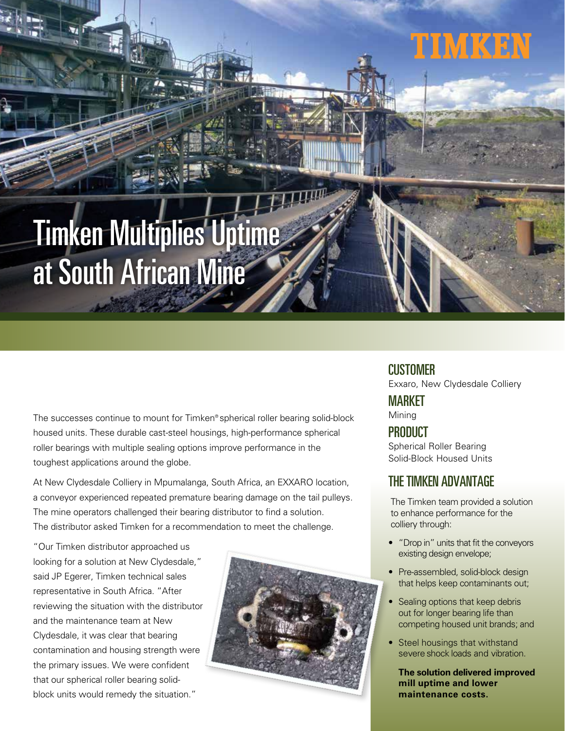TIMKEN

# Timken Multiplies Uptime at South African Mine

The successes continue to mount for Timken® spherical roller bearing solid-block housed units. These durable cast-steel housings, high-performance spherical roller bearings with multiple sealing options improve performance in the toughest applications around the globe.

At New Clydesdale Colliery in Mpumalanga, South Africa, an EXXARO location, a conveyor experienced repeated premature bearing damage on the tail pulleys. The mine operators challenged their bearing distributor to find a solution. The distributor asked Timken for a recommendation to meet the challenge.

"Our Timken distributor approached us looking for a solution at New Clydesdale," said JP Egerer, Timken technical sales representative in South Africa. "After reviewing the situation with the distributor and the maintenance team at New Clydesdale, it was clear that bearing contamination and housing strength were the primary issues. We were confident that our spherical roller bearing solid-block units would remedy the situation."

## CUSTOMER

Exxaro, New Clydesdale Colliery

## MARKET

Mining

## PRODUCT

Spherical Roller Bearing Solid-Block Housed Units

## THE TIMKEN ADVANTAGE

The Timken team provided a solution to enhance performance for the colliery through:

- "Drop in" units that fit the conveyors existing design envelope;
- Pre-assembled, solid-block design that helps keep contaminants out;
- Sealing options that keep debris out for longer bearing life than competing housed unit brands; and
- Steel housings that withstand severe shock loads and vibration.

**The solution delivered improved mill uptime and lower maintenance costs.**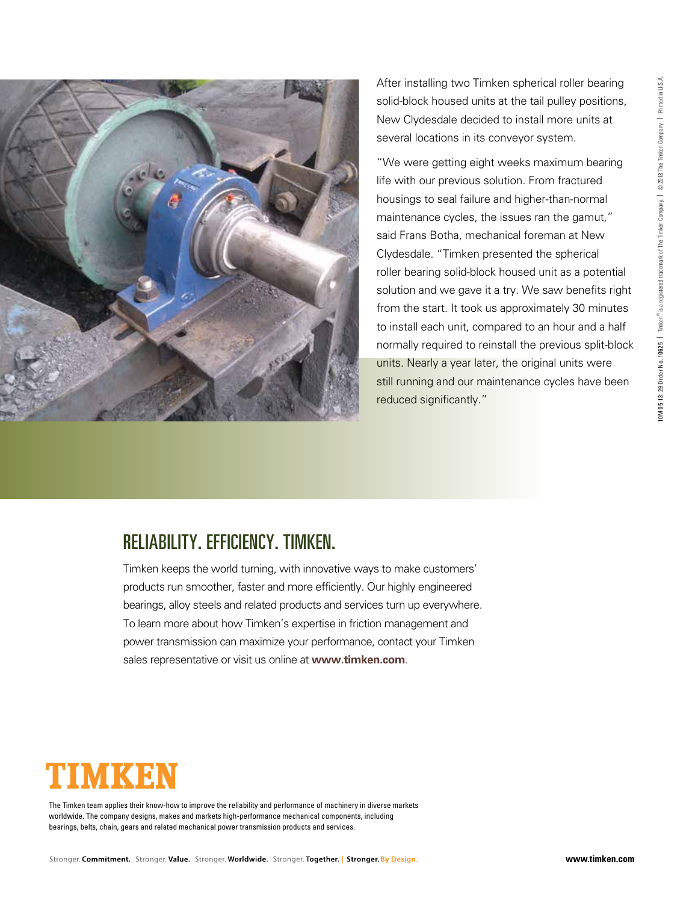After installing two Timken spherical roller bearing solid-block housed units at the tail pulley positions, New Clydesdale decided to install more units at several locations in its conveyor system.

"We were getting eight weeks maximum bearing life with our previous solution. From fractured housings to seal failure and higher-than-normal maintenance cycles, the issues ran the gamut," said Frans Botha, mechanical foreman at New Clydesdale. "Timken presented the spherical roller bearing solid-block housed unit as a potential solution and we gave it a try. We saw benefits right from the start. It took us approximately 30 minutes to install each unit, compared to an hour and a half normally required to reinstall the previous split-block units. Nearly a year later, the original units were still running and our maintenance cycles have been reduced significantly."

## RELIABILITY. EFFICIENCY. TIMKEN.

Timken keeps the world turning, with innovative ways to make customers' products run smoother, faster and more efficiently. Our highly engineered bearings, alloy steels and related products and services turn up everywhere. To learn more about how Timken's expertise in friction management and power transmission can maximize your performance, contact your Timken sales representative or visit us online at **www.timken.com**.

# TIMKEN

The Timken team applies their know-how to improve the reliability and performance of machinery in diverse markets worldwide. The company designs, makes and markets high-performance mechanical components, including bearings, belts, chain, gears and related mechanical power transmission products and services.

Stronger. **Commitment.** Stronger. **Value.** Stronger. **Worldwide.** Stronger. **Together.** | **Stronger. By Design.**

**www.timken.com**

10M 05-13: 29 Order No. 10625 | Timken® is a registered trademark of The Timken Company. | © 2013 The Timken Company | Printed in U.S.A.